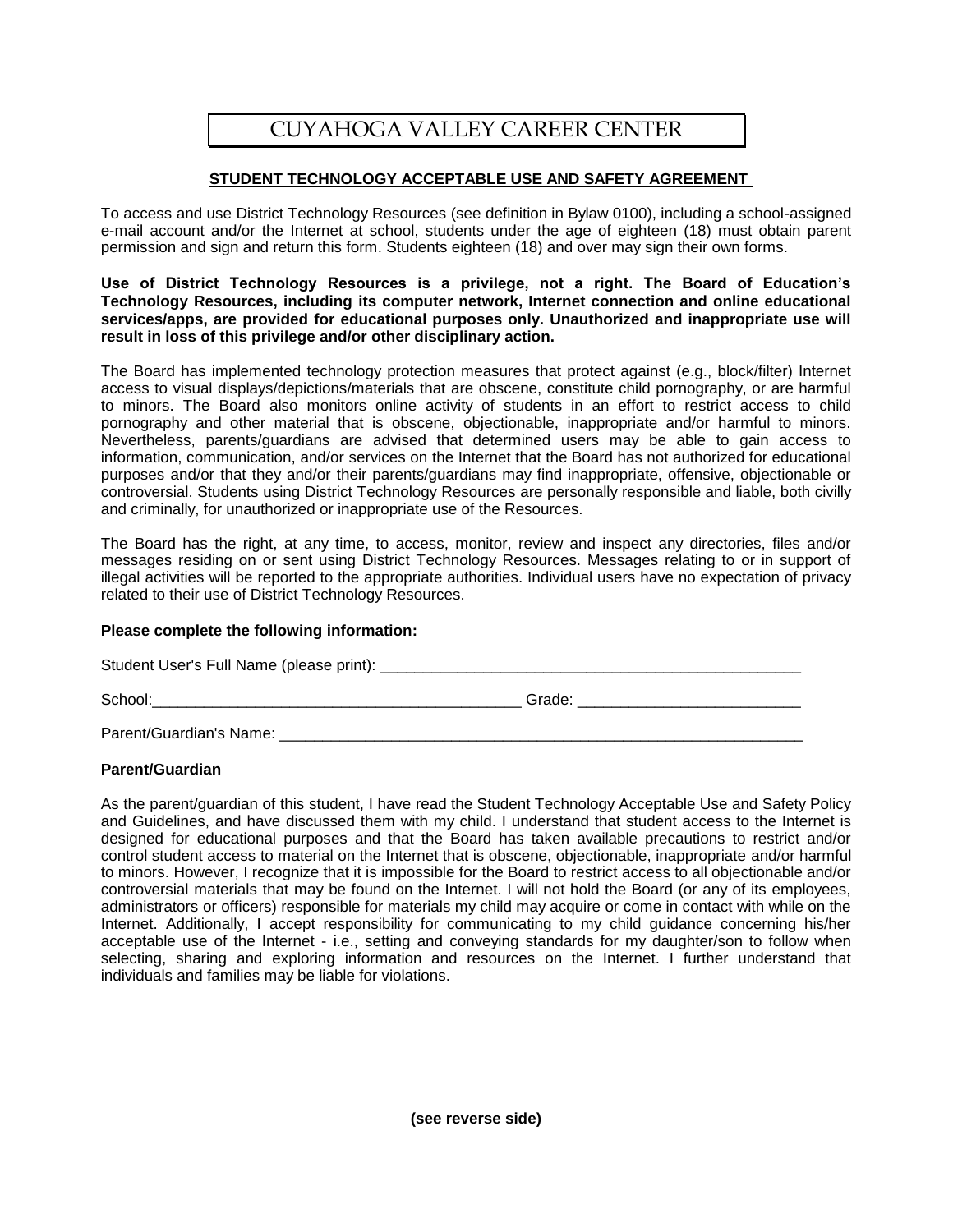# CUYAHOGA VALLEY CAREER CENTER

## STUDENT TECHNOLOGY ACCEPTABLE USE AND SAFETY AGREEMENT

To access and use District Technology Resources (see definition in Bylaw 0100), including a school-assigned e-mail account and/or the Internet at school, students under the age of eighteen (18) must obtain parent permission and sign and return this form. Students eighteen (18) and over may sign their own forms.

**Use of District Technology Resources is a privilege, not a right. The Board of Education's Technology Resources, including its computer network, Internet connection and online educational services/apps, are provided for educational purposes only. Unauthorized and inappropriate use will result in loss of this privilege and/or other disciplinary action.**

The Board has implemented technology protection measures that protect against (e.g., block/filter) Internet access to visual displays/depictions/materials that are obscene, constitute child pornography, or are harmful to minors. The Board also monitors online activity of students in an effort to restrict access to child pornography and other material that is obscene, objectionable, inappropriate and/or harmful to minors. Nevertheless, parents/guardians are advised that determined users may be able to gain access to information, communication, and/or services on the Internet that the Board has not authorized for educational purposes and/or that they and/or their parents/guardians may find inappropriate, offensive, objectionable or controversial. Students using District Technology Resources are personally responsible and liable, both civilly and criminally, for unauthorized or inappropriate use of the Resources.

The Board has the right, at any time, to access, monitor, review and inspect any directories, files and/or messages residing on or sent using District Technology Resources. Messages relating to or in support of illegal activities will be reported to the appropriate authorities. Individual users have no expectation of privacy related to their use of District Technology Resources.

**Please complete the following information:**

Student User's Full Name (please print): ____________________________________________________

School:_____________________________________________ Grade: __________________________

Parent/Guardian's Name: _________________________________________________________________

**Parent/Guardian**

As the parent/guardian of this student, I have read the Student Technology Acceptable Use and Safety Policy and Guidelines, and have discussed them with my child. I understand that student access to the Internet is designed for educational purposes and that the Board has taken available precautions to restrict and/or control student access to material on the Internet that is obscene, objectionable, inappropriate and/or harmful to minors. However, I recognize that it is impossible for the Board to restrict access to all objectionable and/or controversial materials that may be found on the Internet. I will not hold the Board (or any of its employees, administrators or officers) responsible for materials my child may acquire or come in contact with while on the Internet. Additionally, I accept responsibility for communicating to my child guidance concerning his/her acceptable use of the Internet - i.e., setting and conveying standards for my daughter/son to follow when selecting, sharing and exploring information and resources on the Internet. I further understand that individuals and families may be liable for violations.

**(see reverse side)**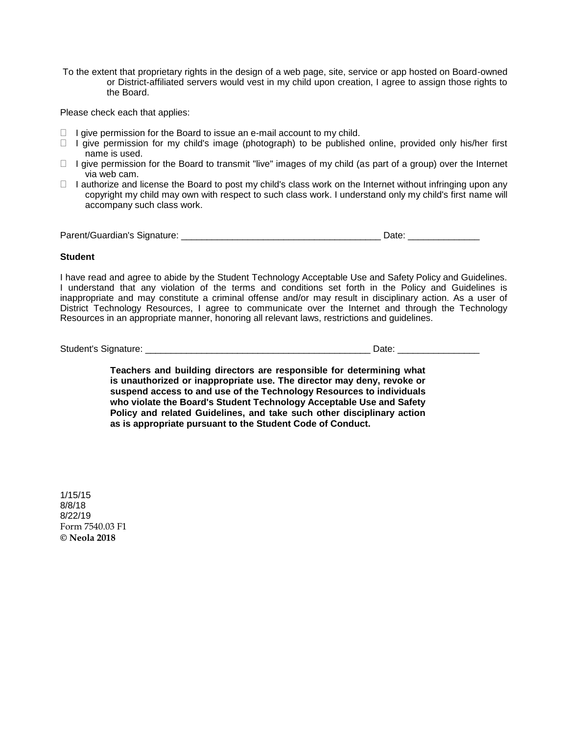To the extent that proprietary rights in the design of a web page, site, service or app hosted on Board-owned or District-affiliated servers would vest in my child upon creation, I agree to assign those rights to the Board.

Please check each that applies:

- ☐ I give permission for the Board to issue an e-mail account to my child.
- ☐ I give permission for my child's image (photograph) to be published online, provided only his/her first name is used.
- ☐ I give permission for the Board to transmit "live" images of my child (as part of a group) over the Internet via web cam.
- ☐ I authorize and license the Board to post my child's class work on the Internet without infringing upon any copyright my child may own with respect to such class work. I understand only my child's first name will accompany such class work.

Parent/Guardian's Signature: _______________________________________ Date: ______________

**Student**

I have read and agree to abide by the Student Technology Acceptable Use and Safety Policy and Guidelines. I understand that any violation of the terms and conditions set forth in the Policy and Guidelines is inappropriate and may constitute a criminal offense and/or may result in disciplinary action. As a user of District Technology Resources, I agree to communicate over the Internet and through the Technology Resources in an appropriate manner, honoring all relevant laws, restrictions and guidelines.

Student's Signature: ____________________________________________ Date: ________________

**Teachers and building directors are responsible for determining what is unauthorized or inappropriate use. The director may deny, revoke or suspend access to and use of the Technology Resources to individuals who violate the Board's Student Technology Acceptable Use and Safety Policy and related Guidelines, and take such other disciplinary action as is appropriate pursuant to the Student Code of Conduct.**

1/15/15
8/8/18
8/22/19
Form 7540.03 F1
**© Neola 2018**